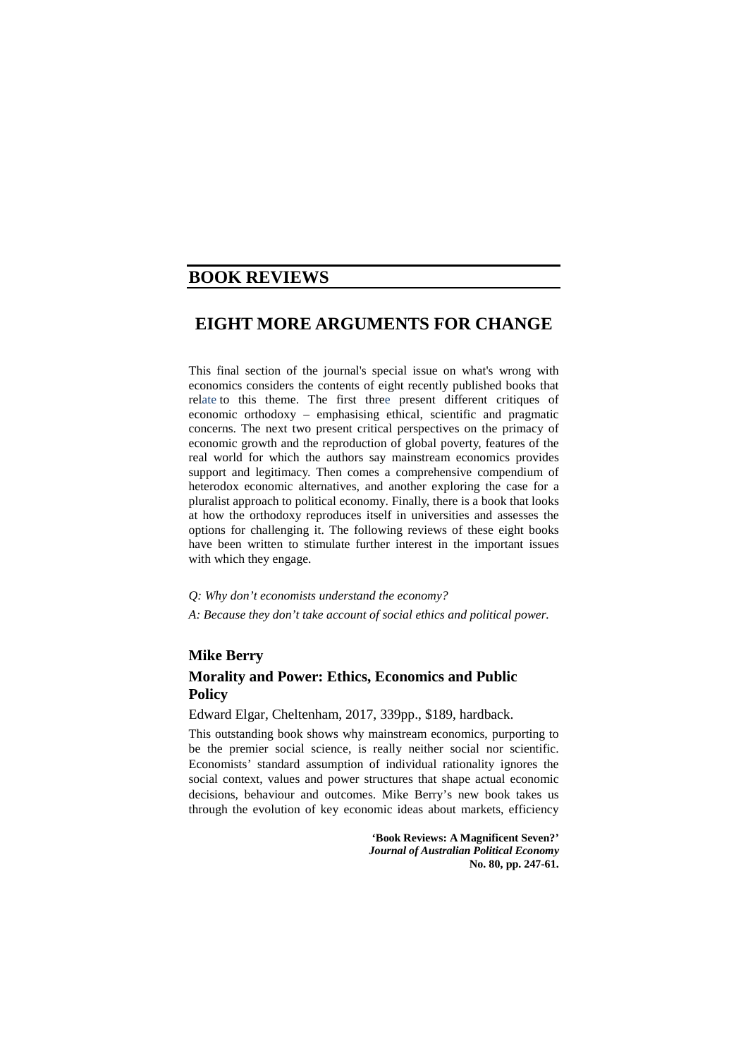# BOOK REVIEWS

## EIGHT MORE ARGUMENTS FOR CHANGE

This final section of the journal's special issue on what's wrong with economics considers the contents of eight recently published books that relate to this theme. The first three present different critiques of economic orthodoxy – emphasising ethical, scientific and pragmatic concerns. The next two present critical perspectives on the primacy of economic growth and the reproduction of global poverty, features of the real world for which the authors say mainstream economics provides support and legitimacy. Then comes a comprehensive compendium of heterodox economic alternatives, and another exploring the case for a pluralist approach to political economy. Finally, there is a book that looks at how the orthodoxy reproduces itself in universities and assesses the options for challenging it. The following reviews of these eight books have been written to stimulate further interest in the important issues with which they engage.

*Q: Why don't economists understand the economy?*

*A: Because they don't take account of social ethics and political power.*

### Mike Berry

### Morality and Power: Ethics, Economics and Public Policy

Edward Elgar, Cheltenham, 2017, 339pp., $189, hardback.

This outstanding book shows why mainstream economics, purporting to be the premier social science, is really neither social nor scientific. Economists' standard assumption of individual rationality ignores the social context, values and power structures that shape actual economic decisions, behaviour and outcomes. Mike Berry's new book takes us through the evolution of key economic ideas about markets, efficiency

**'Book Reviews: A Magnificent Seven?'**
***Journal of Australian Political Economy***
**No. 80, pp. 247-61.**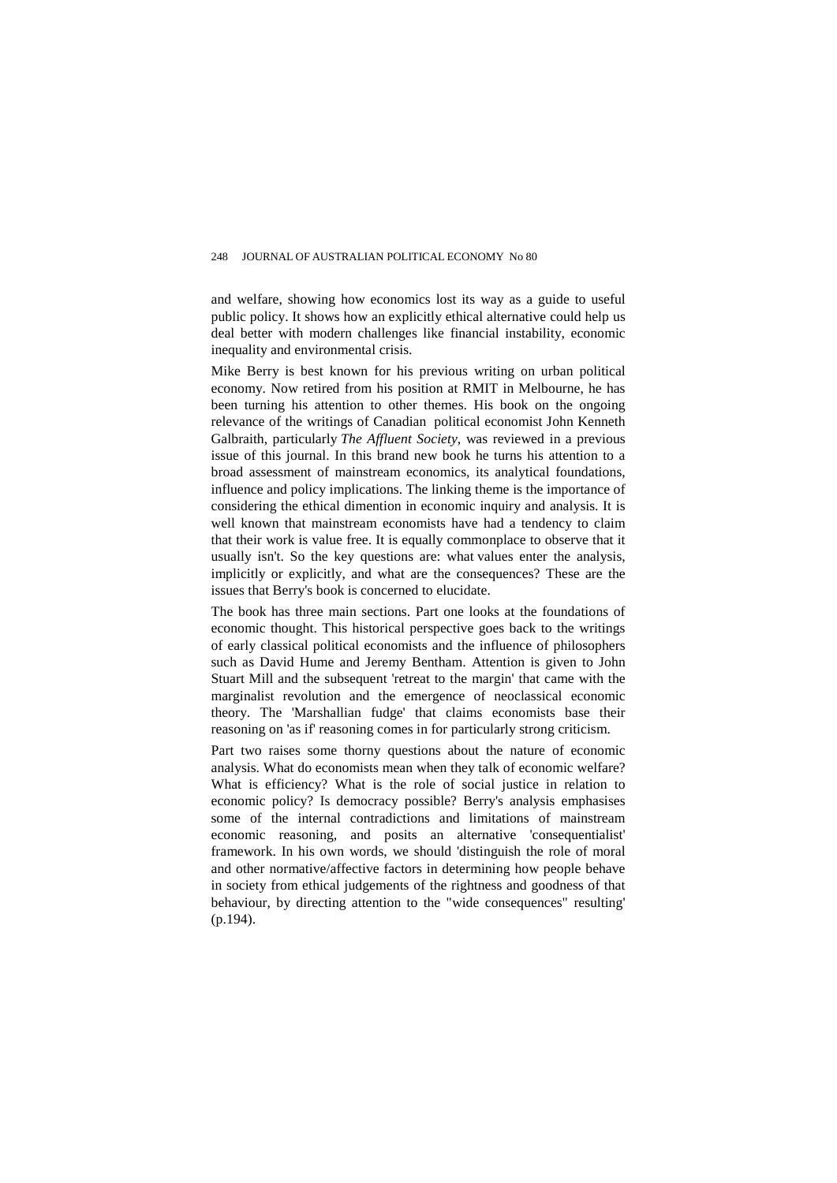and welfare, showing how economics lost its way as a guide to useful public policy. It shows how an explicitly ethical alternative could help us deal better with modern challenges like financial instability, economic inequality and environmental crisis.

Mike Berry is best known for his previous writing on urban political economy. Now retired from his position at RMIT in Melbourne, he has been turning his attention to other themes. His book on the ongoing relevance of the writings of Canadian political economist John Kenneth Galbraith, particularly *The Affluent Society*, was reviewed in a previous issue of this journal. In this brand new book he turns his attention to a broad assessment of mainstream economics, its analytical foundations, influence and policy implications. The linking theme is the importance of considering the ethical dimention in economic inquiry and analysis. It is well known that mainstream economists have had a tendency to claim that their work is value free. It is equally commonplace to observe that it usually isn't. So the key questions are: what values enter the analysis, implicitly or explicitly, and what are the consequences? These are the issues that Berry's book is concerned to elucidate.

The book has three main sections. Part one looks at the foundations of economic thought. This historical perspective goes back to the writings of early classical political economists and the influence of philosophers such as David Hume and Jeremy Bentham. Attention is given to John Stuart Mill and the subsequent 'retreat to the margin' that came with the marginalist revolution and the emergence of neoclassical economic theory. The 'Marshallian fudge' that claims economists base their reasoning on 'as if' reasoning comes in for particularly strong criticism.

Part two raises some thorny questions about the nature of economic analysis. What do economists mean when they talk of economic welfare? What is efficiency? What is the role of social justice in relation to economic policy? Is democracy possible? Berry's analysis emphasises some of the internal contradictions and limitations of mainstream economic reasoning, and posits an alternative 'consequentialist' framework. In his own words, we should 'distinguish the role of moral and other normative/affective factors in determining how people behave in society from ethical judgements of the rightness and goodness of that behaviour, by directing attention to the "wide consequences" resulting' (p.194).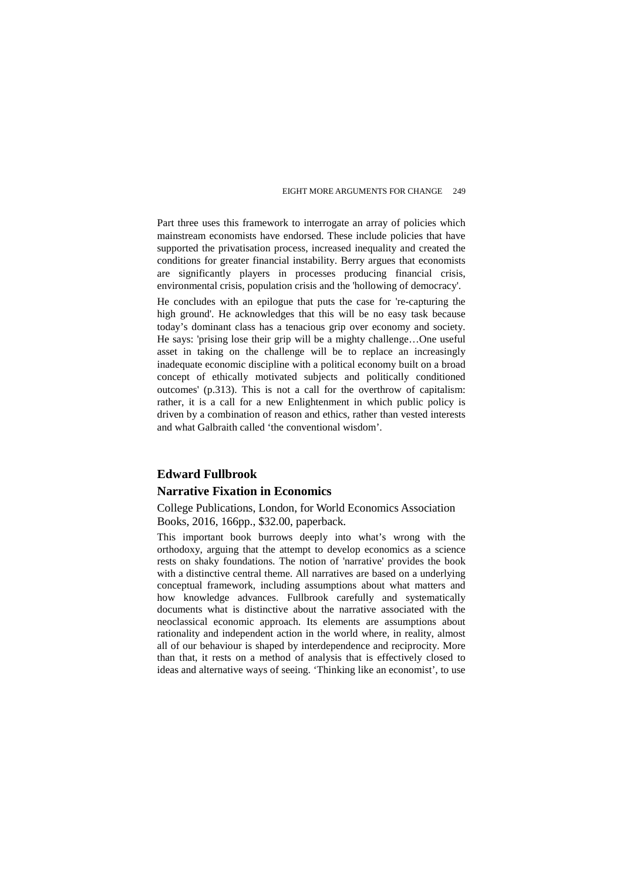Part three uses this framework to interrogate an array of policies which mainstream economists have endorsed. These include policies that have supported the privatisation process, increased inequality and created the conditions for greater financial instability. Berry argues that economists are significantly players in processes producing financial crisis, environmental crisis, population crisis and the 'hollowing of democracy'.

He concludes with an epilogue that puts the case for 're-capturing the high ground'. He acknowledges that this will be no easy task because today's dominant class has a tenacious grip over economy and society. He says: 'prising lose their grip will be a mighty challenge…One useful asset in taking on the challenge will be to replace an increasingly inadequate economic discipline with a political economy built on a broad concept of ethically motivated subjects and politically conditioned outcomes' (p.313). This is not a call for the overthrow of capitalism: rather, it is a call for a new Enlightenment in which public policy is driven by a combination of reason and ethics, rather than vested interests and what Galbraith called 'the conventional wisdom'.

## Edward Fullbrook

## Narrative Fixation in Economics

College Publications, London, for World Economics Association Books, 2016, 166pp., $32.00, paperback.

This important book burrows deeply into what's wrong with the orthodoxy, arguing that the attempt to develop economics as a science rests on shaky foundations. The notion of 'narrative' provides the book with a distinctive central theme. All narratives are based on a underlying conceptual framework, including assumptions about what matters and how knowledge advances. Fullbrook carefully and systematically documents what is distinctive about the narrative associated with the neoclassical economic approach. Its elements are assumptions about rationality and independent action in the world where, in reality, almost all of our behaviour is shaped by interdependence and reciprocity. More than that, it rests on a method of analysis that is effectively closed to ideas and alternative ways of seeing. 'Thinking like an economist', to use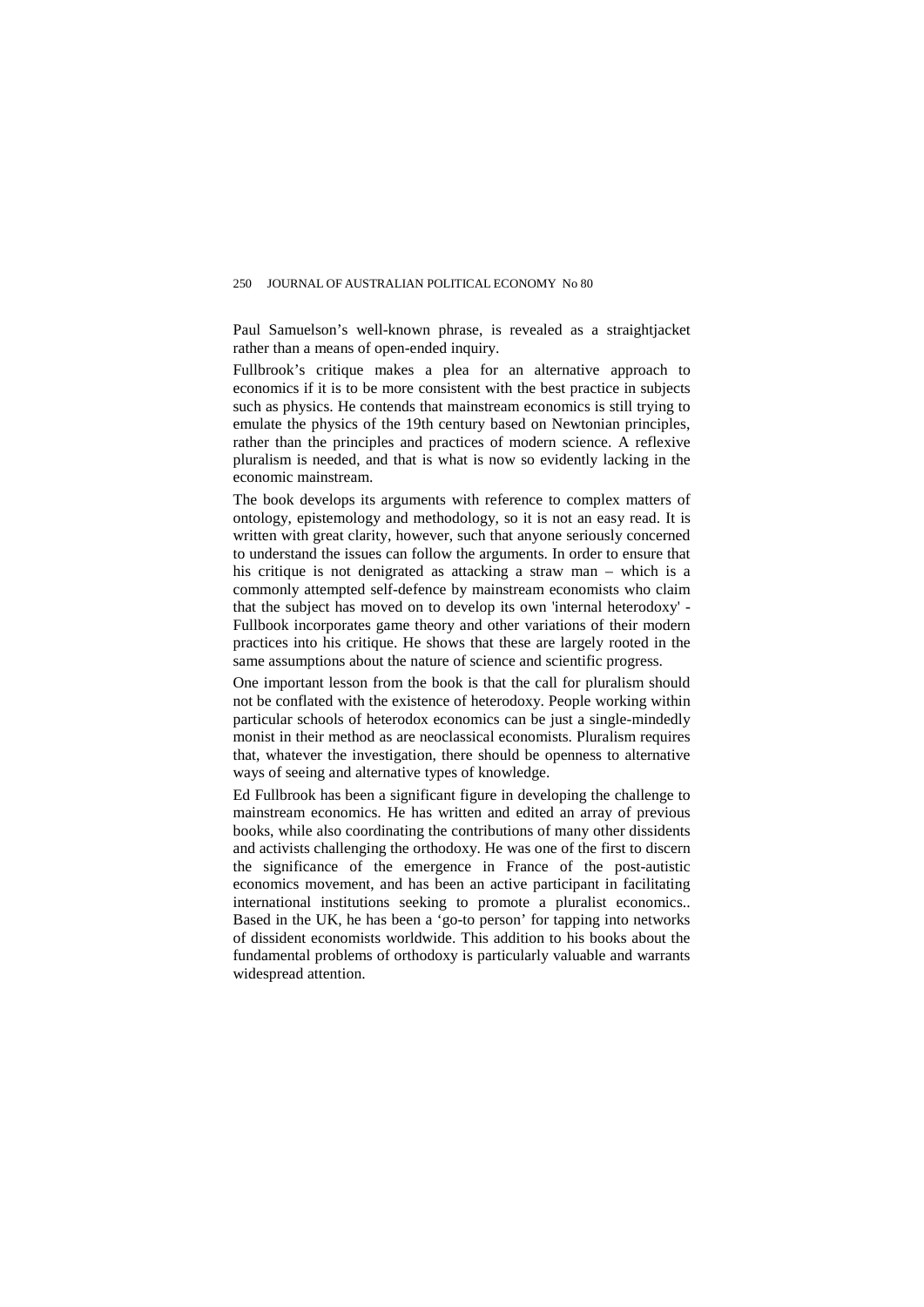Paul Samuelson's well-known phrase, is revealed as a straightjacket rather than a means of open-ended inquiry.

Fullbrook's critique makes a plea for an alternative approach to economics if it is to be more consistent with the best practice in subjects such as physics. He contends that mainstream economics is still trying to emulate the physics of the 19th century based on Newtonian principles, rather than the principles and practices of modern science. A reflexive pluralism is needed, and that is what is now so evidently lacking in the economic mainstream.

The book develops its arguments with reference to complex matters of ontology, epistemology and methodology, so it is not an easy read. It is written with great clarity, however, such that anyone seriously concerned to understand the issues can follow the arguments. In order to ensure that his critique is not denigrated as attacking a straw man – which is a commonly attempted self-defence by mainstream economists who claim that the subject has moved on to develop its own 'internal heterodoxy' - Fullbook incorporates game theory and other variations of their modern practices into his critique. He shows that these are largely rooted in the same assumptions about the nature of science and scientific progress.

One important lesson from the book is that the call for pluralism should not be conflated with the existence of heterodoxy. People working within particular schools of heterodox economics can be just a single-mindedly monist in their method as are neoclassical economists. Pluralism requires that, whatever the investigation, there should be openness to alternative ways of seeing and alternative types of knowledge.

Ed Fullbrook has been a significant figure in developing the challenge to mainstream economics. He has written and edited an array of previous books, while also coordinating the contributions of many other dissidents and activists challenging the orthodoxy. He was one of the first to discern the significance of the emergence in France of the post-autistic economics movement, and has been an active participant in facilitating international institutions seeking to promote a pluralist economics.. Based in the UK, he has been a 'go-to person' for tapping into networks of dissident economists worldwide. This addition to his books about the fundamental problems of orthodoxy is particularly valuable and warrants widespread attention.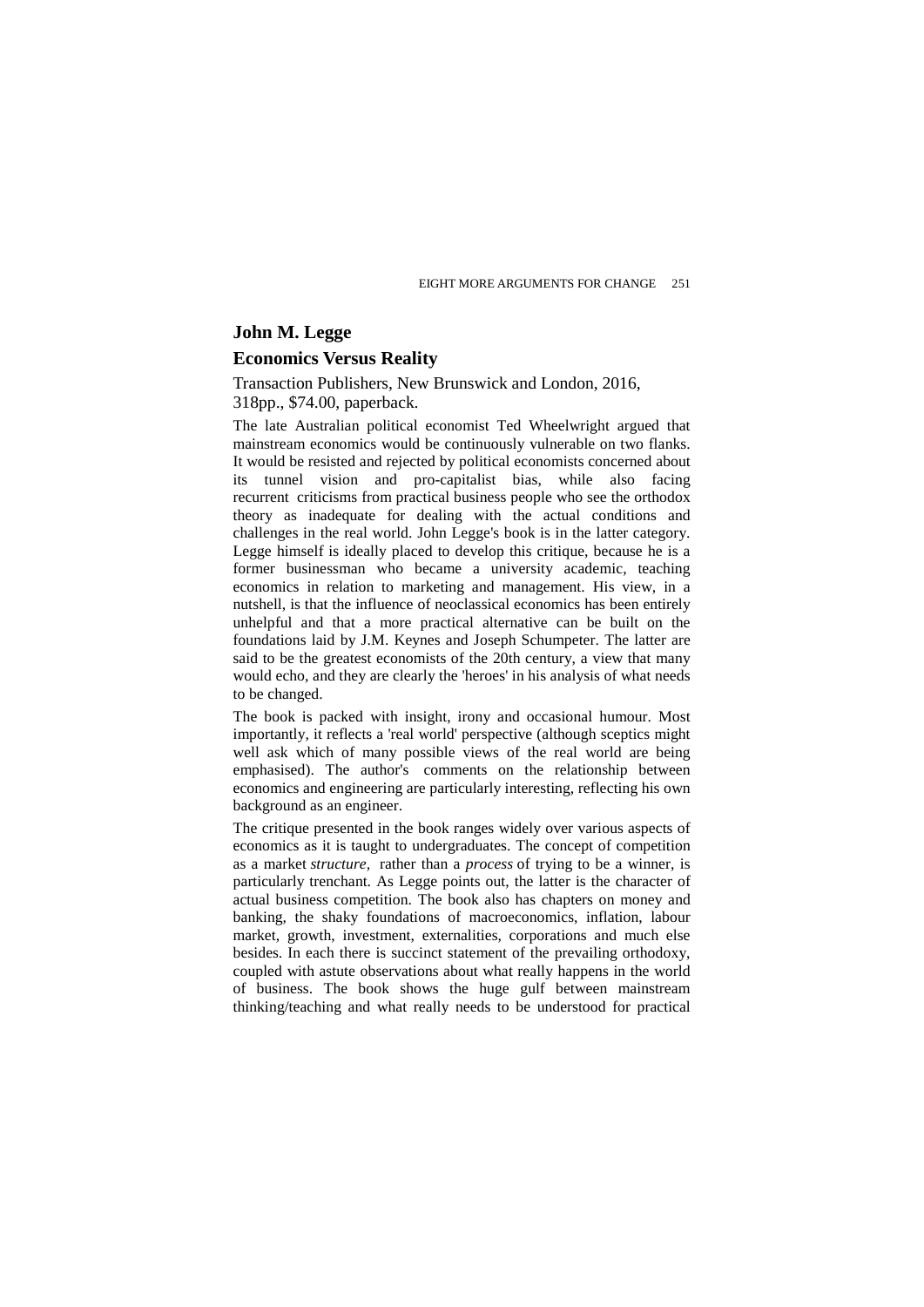## John M. Legge

## Economics Versus Reality

Transaction Publishers, New Brunswick and London, 2016, 318pp., $74.00, paperback.

The late Australian political economist Ted Wheelwright argued that mainstream economics would be continuously vulnerable on two flanks. It would be resisted and rejected by political economists concerned about its tunnel vision and pro-capitalist bias, while also facing recurrent criticisms from practical business people who see the orthodox theory as inadequate for dealing with the actual conditions and challenges in the real world. John Legge's book is in the latter category. Legge himself is ideally placed to develop this critique, because he is a former businessman who became a university academic, teaching economics in relation to marketing and management. His view, in a nutshell, is that the influence of neoclassical economics has been entirely unhelpful and that a more practical alternative can be built on the foundations laid by J.M. Keynes and Joseph Schumpeter. The latter are said to be the greatest economists of the 20th century, a view that many would echo, and they are clearly the 'heroes' in his analysis of what needs to be changed.

The book is packed with insight, irony and occasional humour. Most importantly, it reflects a 'real world' perspective (although sceptics might well ask which of many possible views of the real world are being emphasised). The author's comments on the relationship between economics and engineering are particularly interesting, reflecting his own background as an engineer.

The critique presented in the book ranges widely over various aspects of economics as it is taught to undergraduates. The concept of competition as a market *structure*, rather than a *process* of trying to be a winner, is particularly trenchant. As Legge points out, the latter is the character of actual business competition. The book also has chapters on money and banking, the shaky foundations of macroeconomics, inflation, labour market, growth, investment, externalities, corporations and much else besides. In each there is succinct statement of the prevailing orthodoxy, coupled with astute observations about what really happens in the world of business. The book shows the huge gulf between mainstream thinking/teaching and what really needs to be understood for practical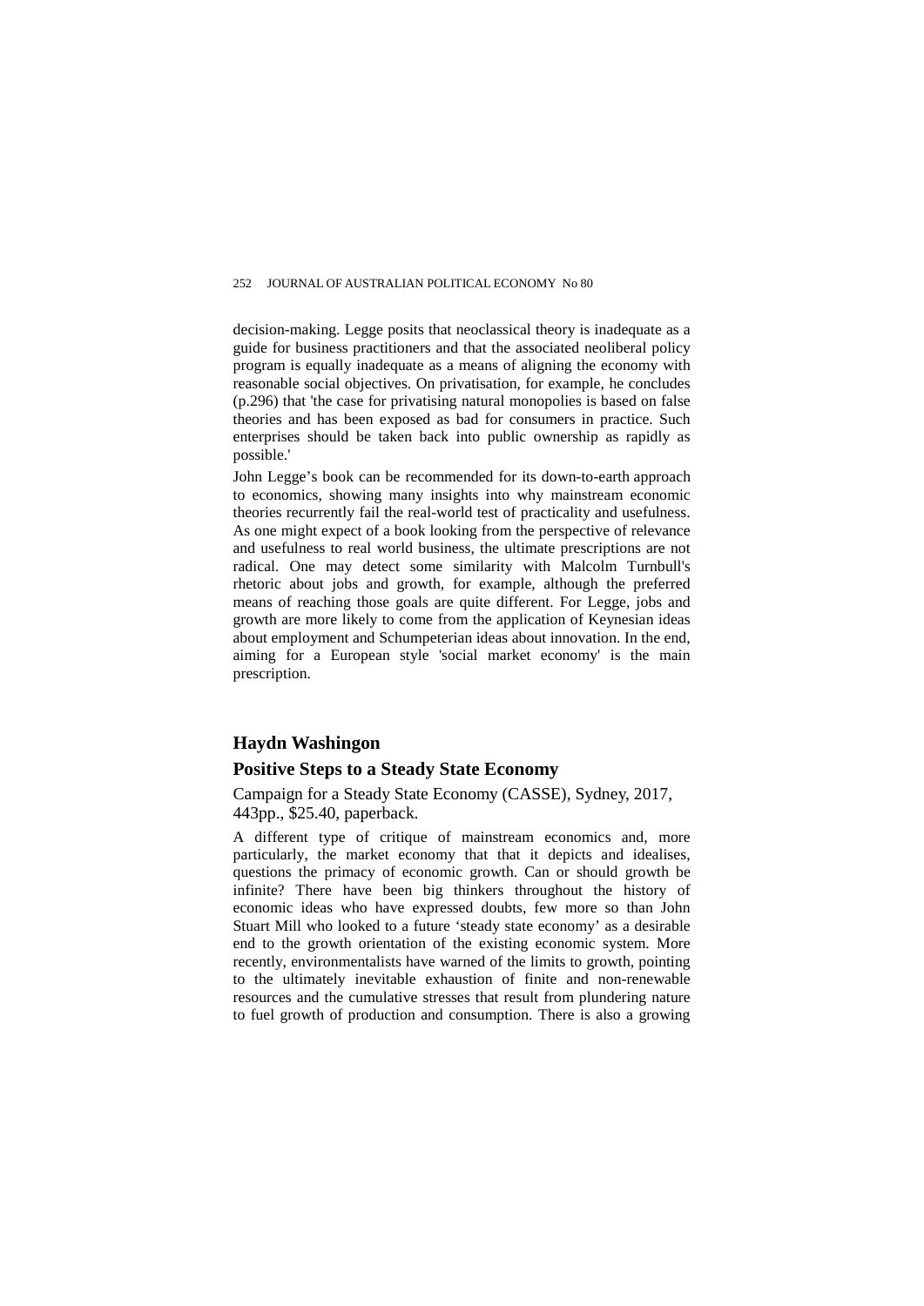decision-making. Legge posits that neoclassical theory is inadequate as a guide for business practitioners and that the associated neoliberal policy program is equally inadequate as a means of aligning the economy with reasonable social objectives. On privatisation, for example, he concludes (p.296) that 'the case for privatising natural monopolies is based on false theories and has been exposed as bad for consumers in practice. Such enterprises should be taken back into public ownership as rapidly as possible.'

John Legge's book can be recommended for its down-to-earth approach to economics, showing many insights into why mainstream economic theories recurrently fail the real-world test of practicality and usefulness. As one might expect of a book looking from the perspective of relevance and usefulness to real world business, the ultimate prescriptions are not radical. One may detect some similarity with Malcolm Turnbull's rhetoric about jobs and growth, for example, although the preferred means of reaching those goals are quite different. For Legge, jobs and growth are more likely to come from the application of Keynesian ideas about employment and Schumpeterian ideas about innovation. In the end, aiming for a European style 'social market economy' is the main prescription.

## Haydn Washingon

## Positive Steps to a Steady State Economy

Campaign for a Steady State Economy (CASSE), Sydney, 2017, 443pp., $25.40, paperback.

A different type of critique of mainstream economics and, more particularly, the market economy that that it depicts and idealises, questions the primacy of economic growth. Can or should growth be infinite? There have been big thinkers throughout the history of economic ideas who have expressed doubts, few more so than John Stuart Mill who looked to a future 'steady state economy' as a desirable end to the growth orientation of the existing economic system. More recently, environmentalists have warned of the limits to growth, pointing to the ultimately inevitable exhaustion of finite and non-renewable resources and the cumulative stresses that result from plundering nature to fuel growth of production and consumption. There is also a growing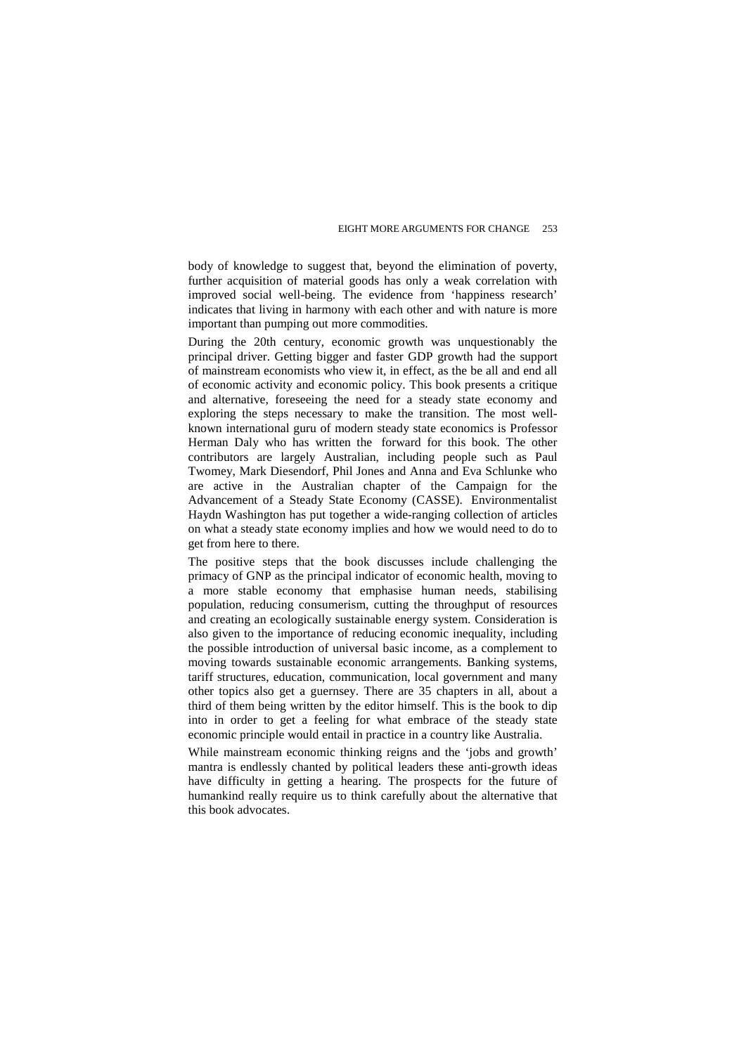body of knowledge to suggest that, beyond the elimination of poverty, further acquisition of material goods has only a weak correlation with improved social well-being. The evidence from 'happiness research' indicates that living in harmony with each other and with nature is more important than pumping out more commodities.

During the 20th century, economic growth was unquestionably the principal driver. Getting bigger and faster GDP growth had the support of mainstream economists who view it, in effect, as the be all and end all of economic activity and economic policy. This book presents a critique and alternative, foreseeing the need for a steady state economy and exploring the steps necessary to make the transition. The most well-known international guru of modern steady state economics is Professor Herman Daly who has written the forward for this book. The other contributors are largely Australian, including people such as Paul Twomey, Mark Diesendorf, Phil Jones and Anna and Eva Schlunke who are active in the Australian chapter of the Campaign for the Advancement of a Steady State Economy (CASSE). Environmentalist Haydn Washington has put together a wide-ranging collection of articles on what a steady state economy implies and how we would need to do to get from here to there.

The positive steps that the book discusses include challenging the primacy of GNP as the principal indicator of economic health, moving to a more stable economy that emphasise human needs, stabilising population, reducing consumerism, cutting the throughput of resources and creating an ecologically sustainable energy system. Consideration is also given to the importance of reducing economic inequality, including the possible introduction of universal basic income, as a complement to moving towards sustainable economic arrangements. Banking systems, tariff structures, education, communication, local government and many other topics also get a guernsey. There are 35 chapters in all, about a third of them being written by the editor himself. This is the book to dip into in order to get a feeling for what embrace of the steady state economic principle would entail in practice in a country like Australia.

While mainstream economic thinking reigns and the 'jobs and growth' mantra is endlessly chanted by political leaders these anti-growth ideas have difficulty in getting a hearing. The prospects for the future of humankind really require us to think carefully about the alternative that this book advocates.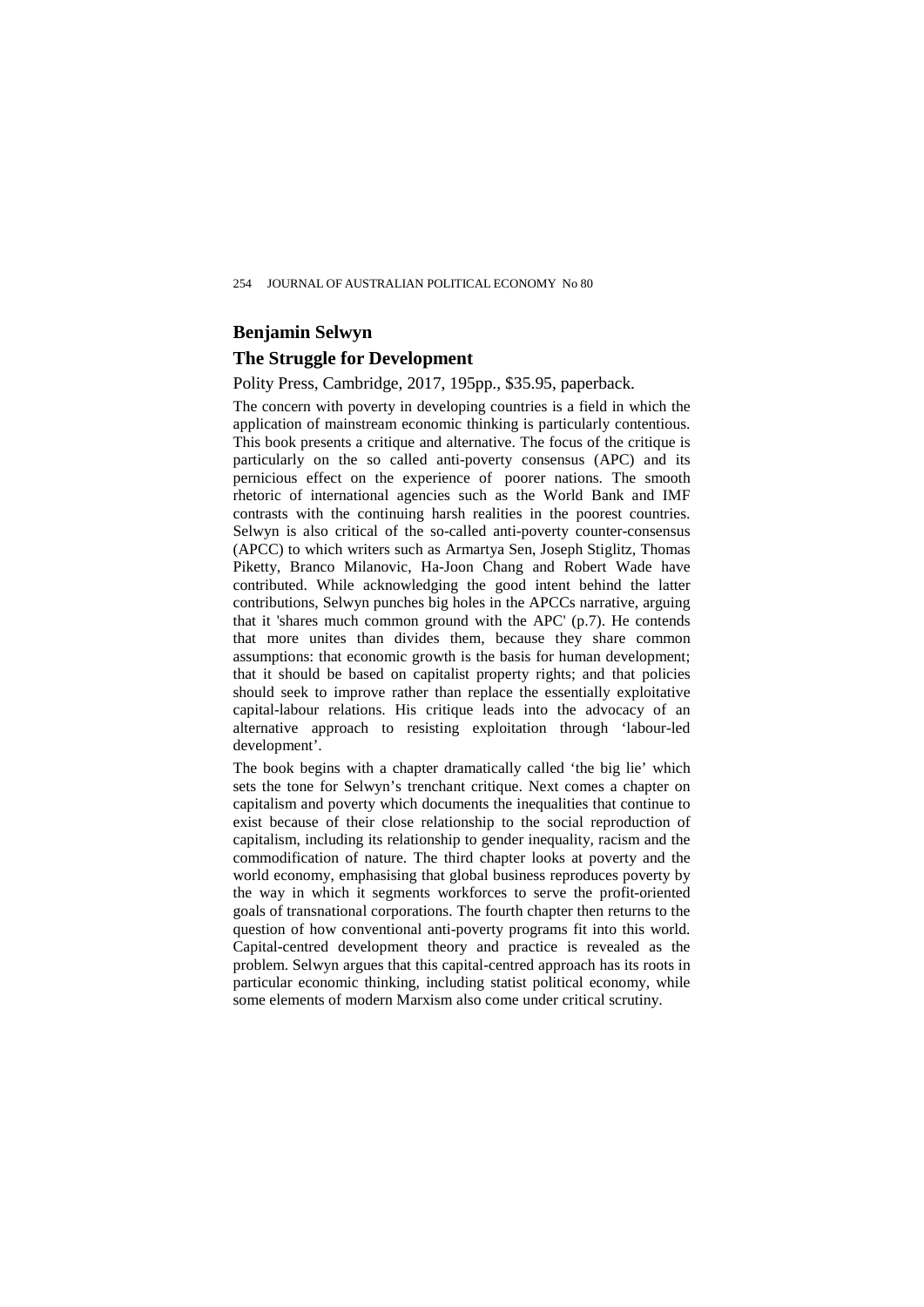**Benjamin Selwyn**

**The Struggle for Development**

Polity Press, Cambridge, 2017, 195pp., $35.95, paperback.

The concern with poverty in developing countries is a field in which the application of mainstream economic thinking is particularly contentious. This book presents a critique and alternative. The focus of the critique is particularly on the so called anti-poverty consensus (APC) and its pernicious effect on the experience of poorer nations. The smooth rhetoric of international agencies such as the World Bank and IMF contrasts with the continuing harsh realities in the poorest countries. Selwyn is also critical of the so-called anti-poverty counter-consensus (APCC) to which writers such as Armartya Sen, Joseph Stiglitz, Thomas Piketty, Branco Milanovic, Ha-Joon Chang and Robert Wade have contributed. While acknowledging the good intent behind the latter contributions, Selwyn punches big holes in the APCCs narrative, arguing that it 'shares much common ground with the APC' (p.7). He contends that more unites than divides them, because they share common assumptions: that economic growth is the basis for human development; that it should be based on capitalist property rights; and that policies should seek to improve rather than replace the essentially exploitative capital-labour relations. His critique leads into the advocacy of an alternative approach to resisting exploitation through 'labour-led development'.

The book begins with a chapter dramatically called 'the big lie' which sets the tone for Selwyn's trenchant critique. Next comes a chapter on capitalism and poverty which documents the inequalities that continue to exist because of their close relationship to the social reproduction of capitalism, including its relationship to gender inequality, racism and the commodification of nature. The third chapter looks at poverty and the world economy, emphasising that global business reproduces poverty by the way in which it segments workforces to serve the profit-oriented goals of transnational corporations. The fourth chapter then returns to the question of how conventional anti-poverty programs fit into this world. Capital-centred development theory and practice is revealed as the problem. Selwyn argues that this capital-centred approach has its roots in particular economic thinking, including statist political economy, while some elements of modern Marxism also come under critical scrutiny.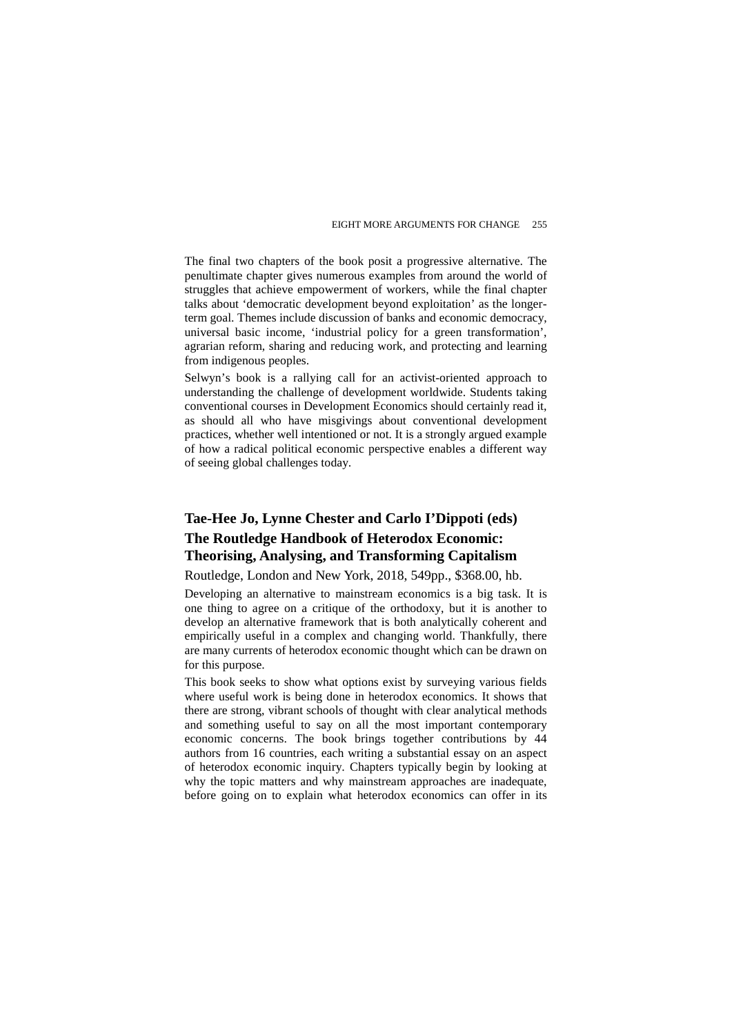The final two chapters of the book posit a progressive alternative. The penultimate chapter gives numerous examples from around the world of struggles that achieve empowerment of workers, while the final chapter talks about 'democratic development beyond exploitation' as the longer-term goal. Themes include discussion of banks and economic democracy, universal basic income, 'industrial policy for a green transformation', agrarian reform, sharing and reducing work, and protecting and learning from indigenous peoples.

Selwyn's book is a rallying call for an activist-oriented approach to understanding the challenge of development worldwide. Students taking conventional courses in Development Economics should certainly read it, as should all who have misgivings about conventional development practices, whether well intentioned or not. It is a strongly argued example of how a radical political economic perspective enables a different way of seeing global challenges today.

## Tae-Hee Jo, Lynne Chester and Carlo I'Dippoti (eds)
## The Routledge Handbook of Heterodox Economic: Theorising, Analysing, and Transforming Capitalism

Routledge, London and New York, 2018, 549pp., $368.00, hb.

Developing an alternative to mainstream economics is a big task. It is one thing to agree on a critique of the orthodoxy, but it is another to develop an alternative framework that is both analytically coherent and empirically useful in a complex and changing world. Thankfully, there are many currents of heterodox economic thought which can be drawn on for this purpose.

This book seeks to show what options exist by surveying various fields where useful work is being done in heterodox economics. It shows that there are strong, vibrant schools of thought with clear analytical methods and something useful to say on all the most important contemporary economic concerns. The book brings together contributions by 44 authors from 16 countries, each writing a substantial essay on an aspect of heterodox economic inquiry. Chapters typically begin by looking at why the topic matters and why mainstream approaches are inadequate, before going on to explain what heterodox economics can offer in its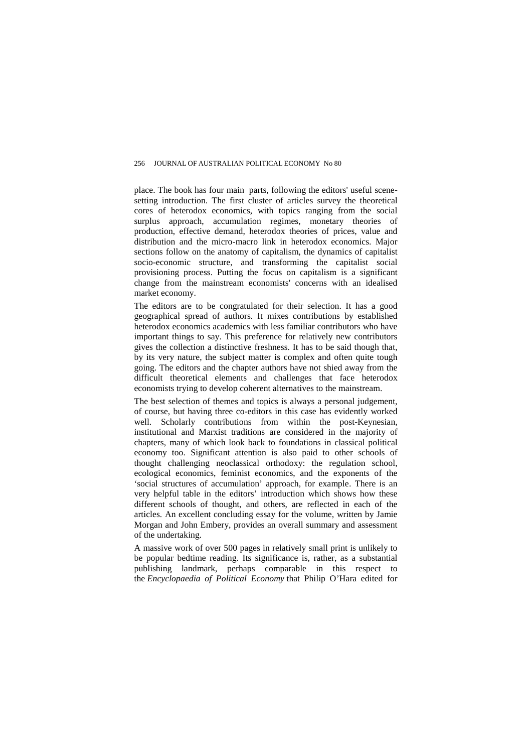place. The book has four main parts, following the editors' useful scene-setting introduction. The first cluster of articles survey the theoretical cores of heterodox economics, with topics ranging from the social surplus approach, accumulation regimes, monetary theories of production, effective demand, heterodox theories of prices, value and distribution and the micro-macro link in heterodox economics. Major sections follow on the anatomy of capitalism, the dynamics of capitalist socio-economic structure, and transforming the capitalist social provisioning process. Putting the focus on capitalism is a significant change from the mainstream economists' concerns with an idealised market economy.

The editors are to be congratulated for their selection. It has a good geographical spread of authors. It mixes contributions by established heterodox economics academics with less familiar contributors who have important things to say. This preference for relatively new contributors gives the collection a distinctive freshness. It has to be said though that, by its very nature, the subject matter is complex and often quite tough going. The editors and the chapter authors have not shied away from the difficult theoretical elements and challenges that face heterodox economists trying to develop coherent alternatives to the mainstream.

The best selection of themes and topics is always a personal judgement, of course, but having three co-editors in this case has evidently worked well. Scholarly contributions from within the post-Keynesian, institutional and Marxist traditions are considered in the majority of chapters, many of which look back to foundations in classical political economy too. Significant attention is also paid to other schools of thought challenging neoclassical orthodoxy: the regulation school, ecological economics, feminist economics, and the exponents of the 'social structures of accumulation' approach, for example. There is an very helpful table in the editors' introduction which shows how these different schools of thought, and others, are reflected in each of the articles. An excellent concluding essay for the volume, written by Jamie Morgan and John Embery, provides an overall summary and assessment of the undertaking.

A massive work of over 500 pages in relatively small print is unlikely to be popular bedtime reading. Its significance is, rather, as a substantial publishing landmark, perhaps comparable in this respect to the *Encyclopaedia of Political Economy* that Philip O'Hara edited for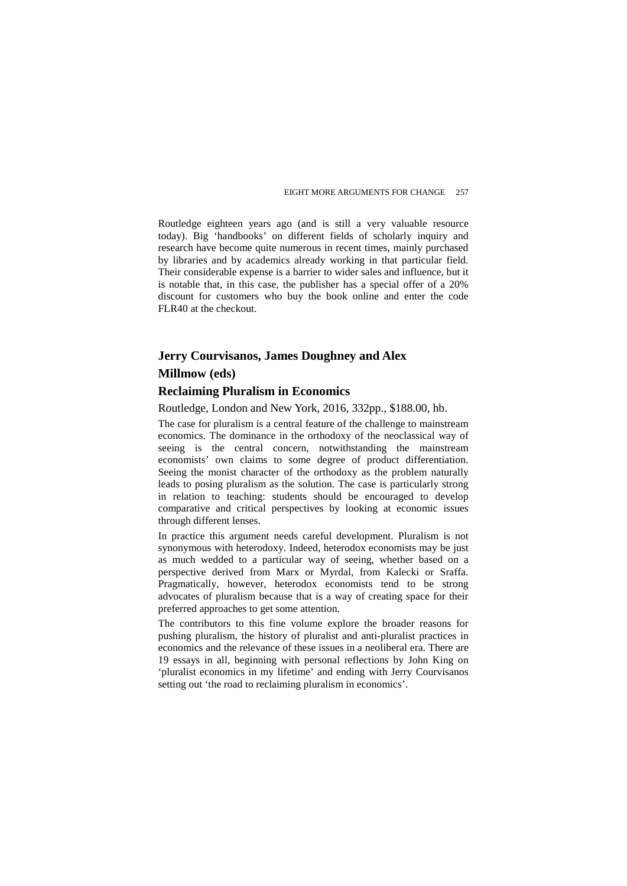Routledge eighteen years ago (and is still a very valuable resource today). Big 'handbooks' on different fields of scholarly inquiry and research have become quite numerous in recent times, mainly purchased by libraries and by academics already working in that particular field. Their considerable expense is a barrier to wider sales and influence, but it is notable that, in this case, the publisher has a special offer of a 20% discount for customers who buy the book online and enter the code FLR40 at the checkout.

### Jerry Courvisanos, James Doughney and Alex Millmow (eds)

### Reclaiming Pluralism in Economics

Routledge, London and New York, 2016, 332pp., $188.00, hb.

The case for pluralism is a central feature of the challenge to mainstream economics. The dominance in the orthodoxy of the neoclassical way of seeing is the central concern, notwithstanding the mainstream economists' own claims to some degree of product differentiation. Seeing the monist character of the orthodoxy as the problem naturally leads to posing pluralism as the solution. The case is particularly strong in relation to teaching: students should be encouraged to develop comparative and critical perspectives by looking at economic issues through different lenses.

In practice this argument needs careful development. Pluralism is not synonymous with heterodoxy. Indeed, heterodox economists may be just as much wedded to a particular way of seeing, whether based on a perspective derived from Marx or Myrdal, from Kalecki or Sraffa. Pragmatically, however, heterodox economists tend to be strong advocates of pluralism because that is a way of creating space for their preferred approaches to get some attention.

The contributors to this fine volume explore the broader reasons for pushing pluralism, the history of pluralist and anti-pluralist practices in economics and the relevance of these issues in a neoliberal era. There are 19 essays in all, beginning with personal reflections by John King on 'pluralist economics in my lifetime' and ending with Jerry Courvisanos setting out 'the road to reclaiming pluralism in economics'.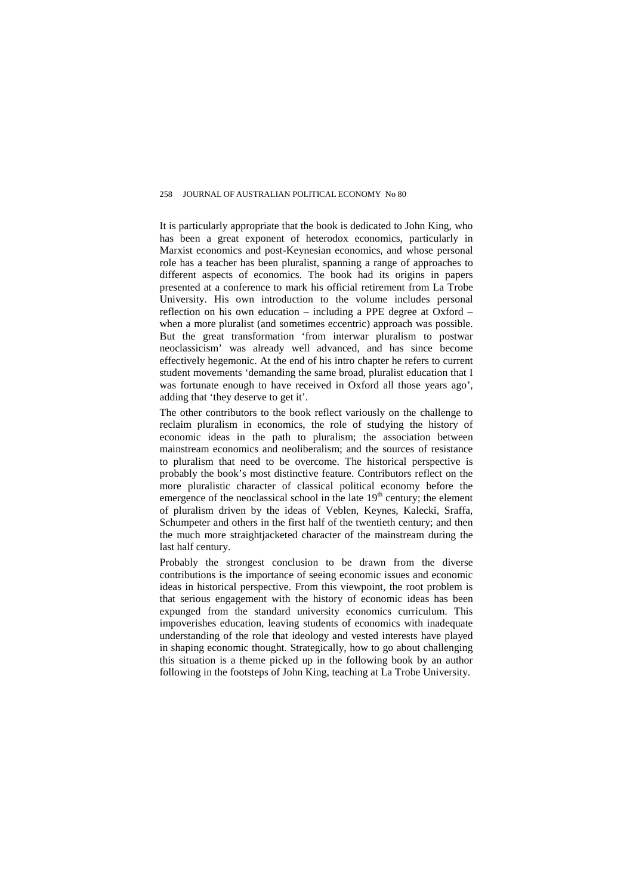It is particularly appropriate that the book is dedicated to John King, who has been a great exponent of heterodox economics, particularly in Marxist economics and post-Keynesian economics, and whose personal role has a teacher has been pluralist, spanning a range of approaches to different aspects of economics. The book had its origins in papers presented at a conference to mark his official retirement from La Trobe University. His own introduction to the volume includes personal reflection on his own education – including a PPE degree at Oxford – when a more pluralist (and sometimes eccentric) approach was possible. But the great transformation 'from interwar pluralism to postwar neoclassicism' was already well advanced, and has since become effectively hegemonic. At the end of his intro chapter he refers to current student movements 'demanding the same broad, pluralist education that I was fortunate enough to have received in Oxford all those years ago', adding that 'they deserve to get it'.

The other contributors to the book reflect variously on the challenge to reclaim pluralism in economics, the role of studying the history of economic ideas in the path to pluralism; the association between mainstream economics and neoliberalism; and the sources of resistance to pluralism that need to be overcome. The historical perspective is probably the book's most distinctive feature. Contributors reflect on the more pluralistic character of classical political economy before the emergence of the neoclassical school in the late 19th century; the element of pluralism driven by the ideas of Veblen, Keynes, Kalecki, Sraffa, Schumpeter and others in the first half of the twentieth century; and then the much more straightjacketed character of the mainstream during the last half century.

Probably the strongest conclusion to be drawn from the diverse contributions is the importance of seeing economic issues and economic ideas in historical perspective. From this viewpoint, the root problem is that serious engagement with the history of economic ideas has been expunged from the standard university economics curriculum. This impoverishes education, leaving students of economics with inadequate understanding of the role that ideology and vested interests have played in shaping economic thought. Strategically, how to go about challenging this situation is a theme picked up in the following book by an author following in the footsteps of John King, teaching at La Trobe University.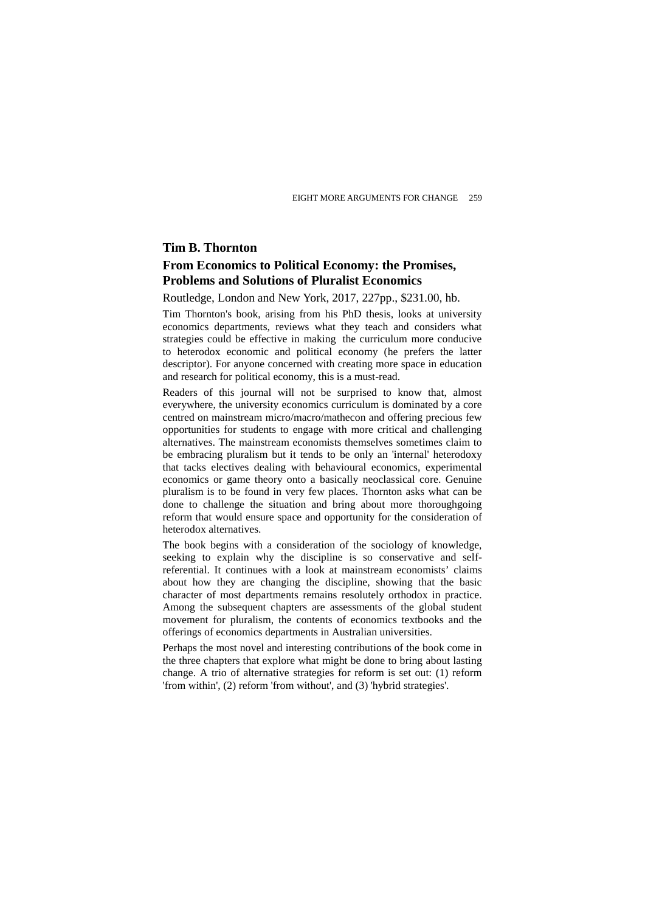## Tim B. Thornton

## From Economics to Political Economy: the Promises, Problems and Solutions of Pluralist Economics

Routledge, London and New York, 2017, 227pp., $231.00, hb.

Tim Thornton's book, arising from his PhD thesis, looks at university economics departments, reviews what they teach and considers what strategies could be effective in making the curriculum more conducive to heterodox economic and political economy (he prefers the latter descriptor). For anyone concerned with creating more space in education and research for political economy, this is a must-read.

Readers of this journal will not be surprised to know that, almost everywhere, the university economics curriculum is dominated by a core centred on mainstream micro/macro/mathecon and offering precious few opportunities for students to engage with more critical and challenging alternatives. The mainstream economists themselves sometimes claim to be embracing pluralism but it tends to be only an 'internal' heterodoxy that tacks electives dealing with behavioural economics, experimental economics or game theory onto a basically neoclassical core. Genuine pluralism is to be found in very few places. Thornton asks what can be done to challenge the situation and bring about more thoroughgoing reform that would ensure space and opportunity for the consideration of heterodox alternatives.

The book begins with a consideration of the sociology of knowledge, seeking to explain why the discipline is so conservative and self-referential. It continues with a look at mainstream economists' claims about how they are changing the discipline, showing that the basic character of most departments remains resolutely orthodox in practice. Among the subsequent chapters are assessments of the global student movement for pluralism, the contents of economics textbooks and the offerings of economics departments in Australian universities.

Perhaps the most novel and interesting contributions of the book come in the three chapters that explore what might be done to bring about lasting change. A trio of alternative strategies for reform is set out: (1) reform 'from within', (2) reform 'from without', and (3) 'hybrid strategies'.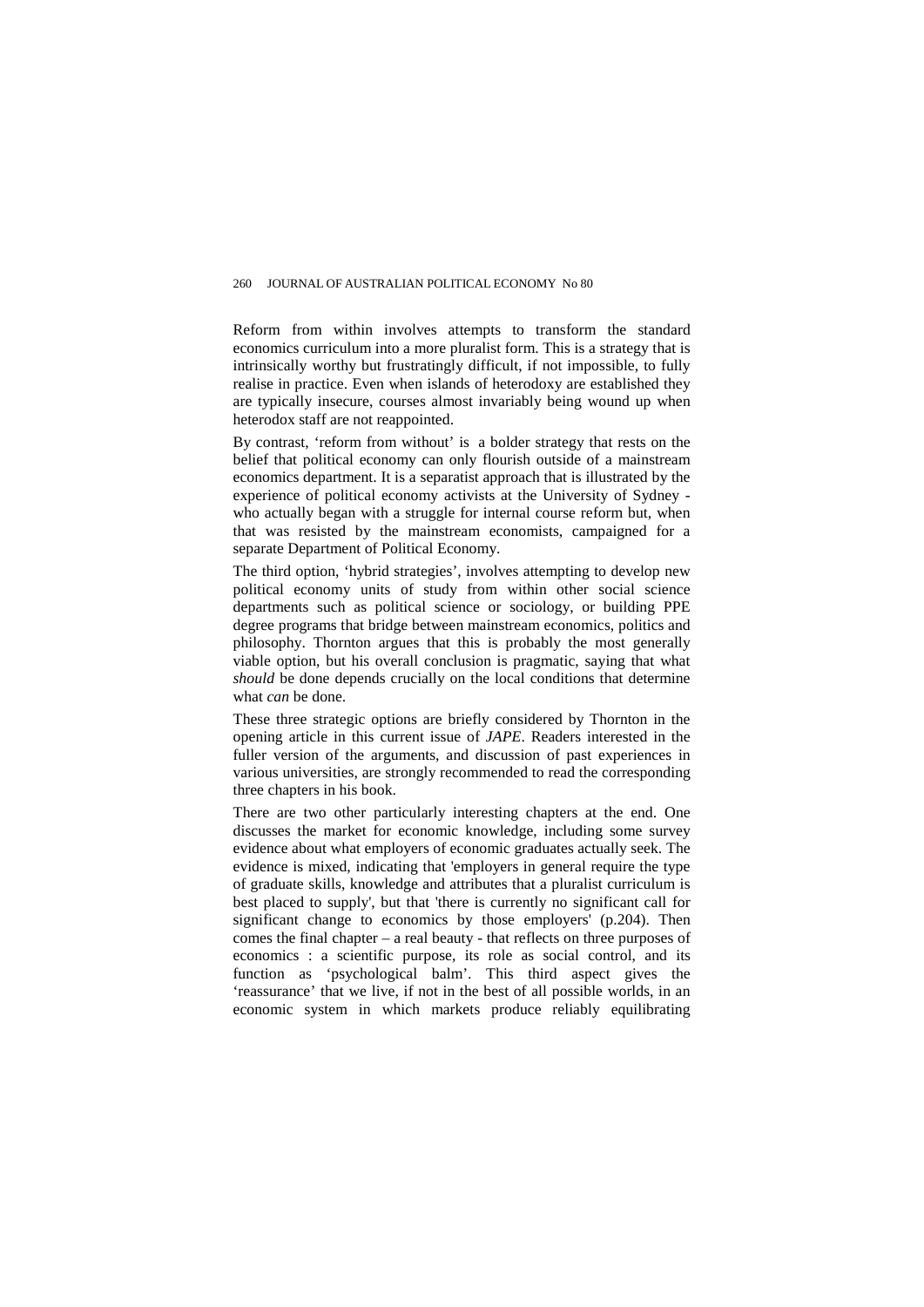Reform from within involves attempts to transform the standard economics curriculum into a more pluralist form. This is a strategy that is intrinsically worthy but frustratingly difficult, if not impossible, to fully realise in practice. Even when islands of heterodoxy are established they are typically insecure, courses almost invariably being wound up when heterodox staff are not reappointed.

By contrast, 'reform from without' is a bolder strategy that rests on the belief that political economy can only flourish outside of a mainstream economics department. It is a separatist approach that is illustrated by the experience of political economy activists at the University of Sydney - who actually began with a struggle for internal course reform but, when that was resisted by the mainstream economists, campaigned for a separate Department of Political Economy.

The third option, 'hybrid strategies', involves attempting to develop new political economy units of study from within other social science departments such as political science or sociology, or building PPE degree programs that bridge between mainstream economics, politics and philosophy. Thornton argues that this is probably the most generally viable option, but his overall conclusion is pragmatic, saying that what *should* be done depends crucially on the local conditions that determine what *can* be done.

These three strategic options are briefly considered by Thornton in the opening article in this current issue of *JAPE*. Readers interested in the fuller version of the arguments, and discussion of past experiences in various universities, are strongly recommended to read the corresponding three chapters in his book.

There are two other particularly interesting chapters at the end. One discusses the market for economic knowledge, including some survey evidence about what employers of economic graduates actually seek. The evidence is mixed, indicating that 'employers in general require the type of graduate skills, knowledge and attributes that a pluralist curriculum is best placed to supply', but that 'there is currently no significant call for significant change to economics by those employers' (p.204). Then comes the final chapter – a real beauty - that reflects on three purposes of economics : a scientific purpose, its role as social control, and its function as 'psychological balm'. This third aspect gives the 'reassurance' that we live, if not in the best of all possible worlds, in an economic system in which markets produce reliably equilibrating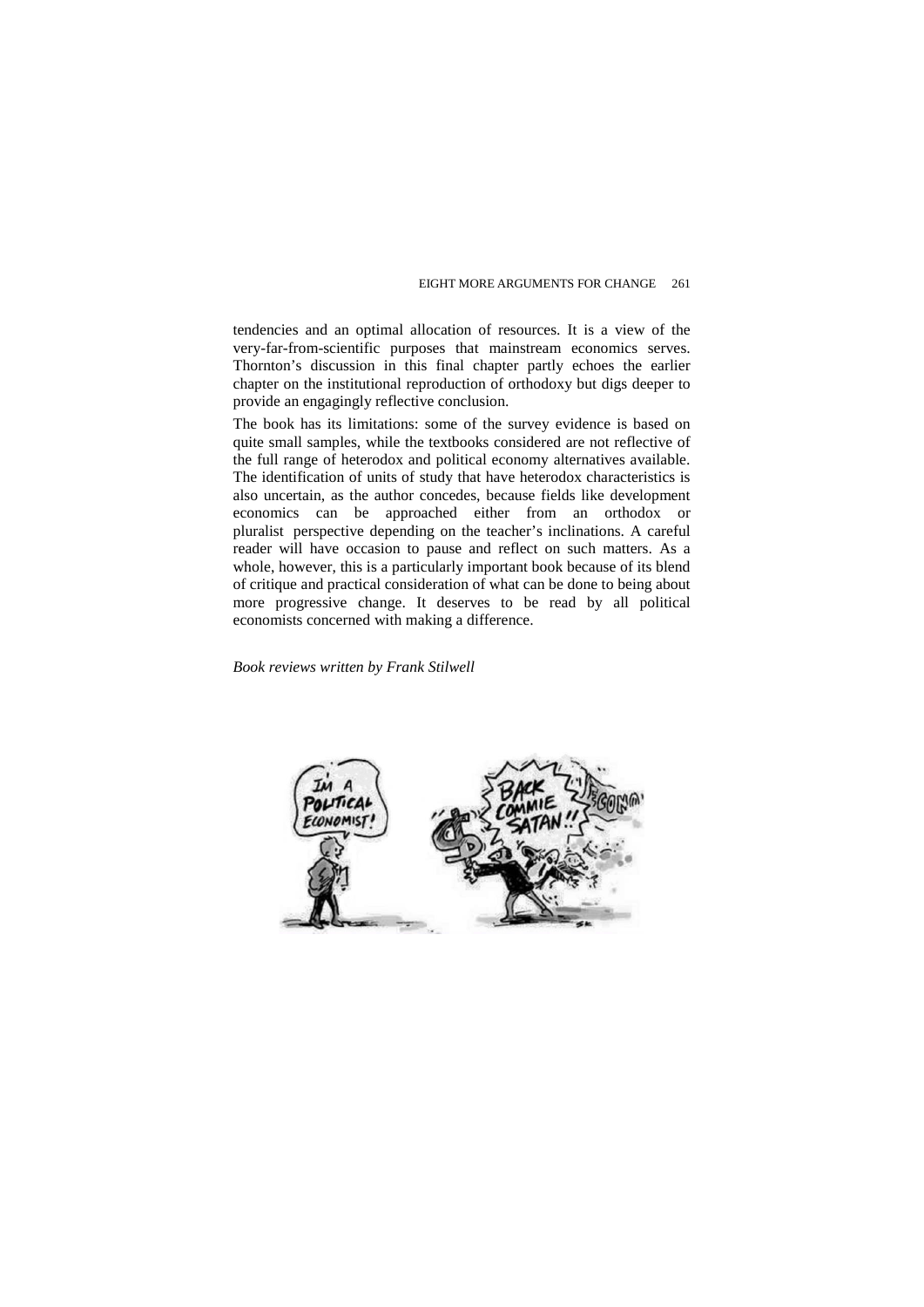tendencies and an optimal allocation of resources. It is a view of the very-far-from-scientific purposes that mainstream economics serves. Thornton's discussion in this final chapter partly echoes the earlier chapter on the institutional reproduction of orthodoxy but digs deeper to provide an engagingly reflective conclusion.

The book has its limitations: some of the survey evidence is based on quite small samples, while the textbooks considered are not reflective of the full range of heterodox and political economy alternatives available. The identification of units of study that have heterodox characteristics is also uncertain, as the author concedes, because fields like development economics can be approached either from an orthodox or pluralist perspective depending on the teacher's inclinations. A careful reader will have occasion to pause and reflect on such matters. As a whole, however, this is a particularly important book because of its blend of critique and practical consideration of what can be done to being about more progressive change. It deserves to be read by all political economists concerned with making a difference.

*Book reviews written by Frank Stilwell*